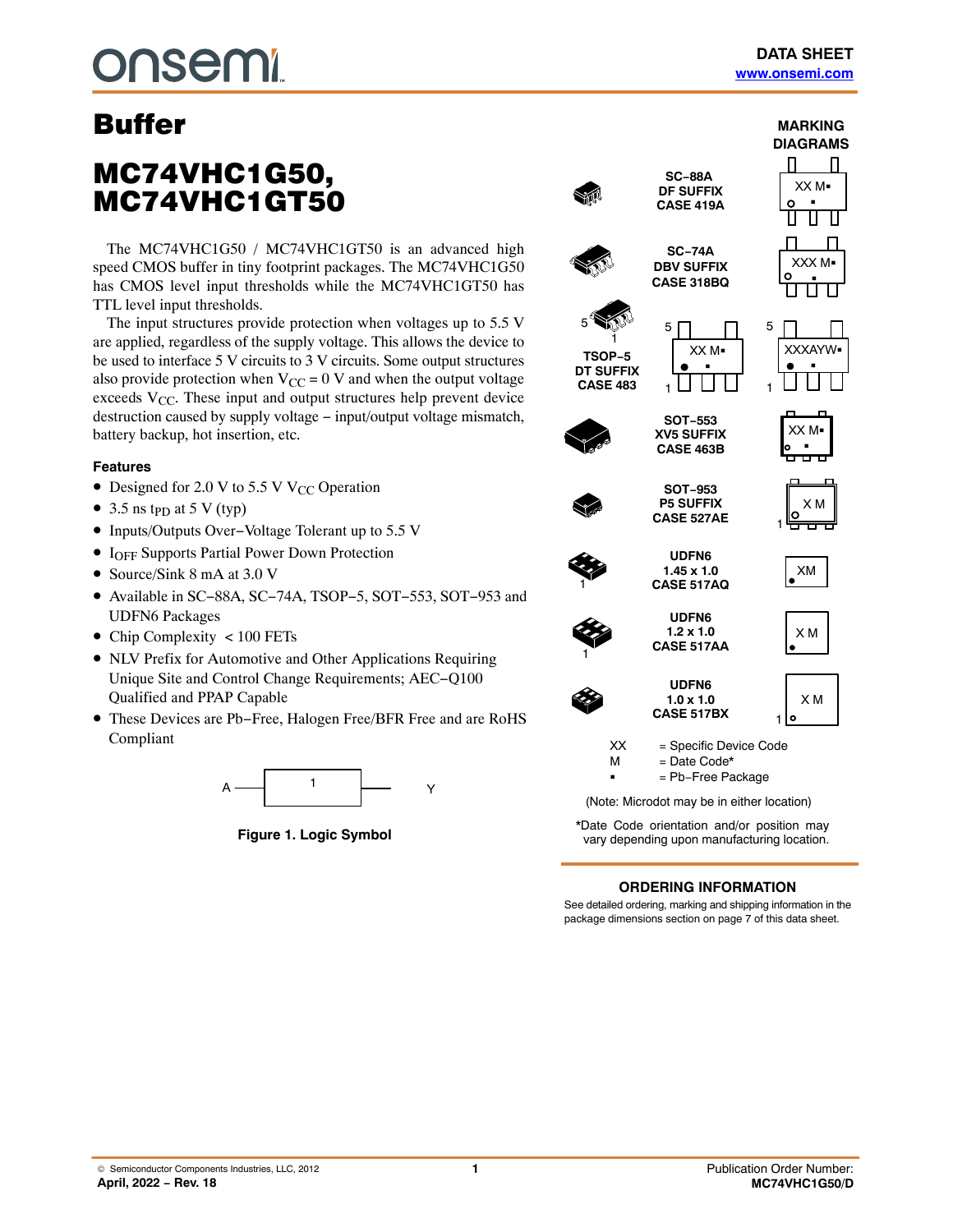DATA SHEET
www.onsemi.com

# Buffer

# MC74VHC1G50, MC74VHC1GT50

The MC74VHC1G50 / MC74VHC1GT50 is an advanced high speed CMOS buffer in tiny footprint packages. The MC74VHC1G50 has CMOS level input thresholds while the MC74VHC1GT50 has TTL level input thresholds.

The input structures provide protection when voltages up to 5.5 V are applied, regardless of the supply voltage. This allows the device to be used to interface 5 V circuits to 3 V circuits. Some output structures also provide protection when $V_{CC}$ = 0 V and when the output voltage exceeds $V_{CC}$. These input and output structures help prevent device destruction caused by supply voltage − input/output voltage mismatch, battery backup, hot insertion, etc.

### Features

- Designed for 2.0 V to 5.5 V $V_{CC}$ Operation
- 3.5 ns $t_{PD}$ at 5 V (typ)
- Inputs/Outputs Over−Voltage Tolerant up to 5.5 V
- $I_{OFF}$ Supports Partial Power Down Protection
- Source/Sink 8 mA at 3.0 V
- Available in SC−88A, SC−74A, TSOP−5, SOT−553, SOT−953 and UDFN6 Packages
- Chip Complexity < 100 FETs
- NLV Prefix for Automotive and Other Applications Requiring Unique Site and Control Change Requirements; AEC−Q100 Qualified and PPAP Capable
- These Devices are Pb−Free, Halogen Free/BFR Free and are RoHS Compliant

A — 1 — Y

Figure 1. Logic Symbol

### MARKING DIAGRAMS

| Package | Marking |
|---|---|
| SC−88A DF SUFFIX CASE 419A | XX M▪ |
| SC−74A DBV SUFFIX CASE 318BQ | XXX M▪ |
| TSOP−5 DT SUFFIX CASE 483 | XX M▪ / XXXAYW▪ |
| SOT−553 XV5 SUFFIX CASE 463B | XX M▪ |
| SOT−953 P5 SUFFIX CASE 527AE | X M |
| UDFN6 1.45 x 1.0 CASE 517AQ | XM |
| UDFN6 1.2 x 1.0 CASE 517AA | X M |
| UDFN6 1.0 x 1.0 CASE 517BX | X M |

XX = Specific Device Code
M = Date Code*
▪ = Pb−Free Package

(Note: Microdot may be in either location)

*Date Code orientation and/or position may vary depending upon manufacturing location.

### ORDERING INFORMATION

See detailed ordering, marking and shipping information in the package dimensions section on page 7 of this data sheet.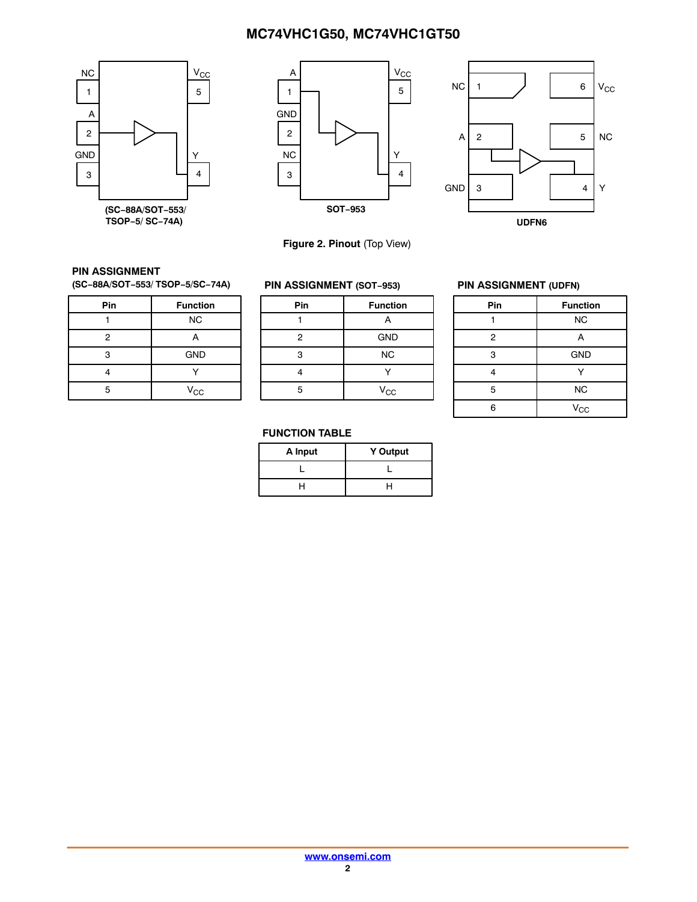NC 1 | A 2 | GND 3 | Y 4 | $V_{CC}$ 5

(SC−88A/SOT−553/ TSOP−5/ SC−74A)

A 1 | GND 2 | NC 3 | Y 4 | $V_{CC}$ 5

SOT−953

NC 1 | A 2 | GND 3 | Y 4 | NC 5 | $V_{CC}$ 6

UDFN6

**Figure 2. Pinout** (Top View)

### PIN ASSIGNMENT (SC−88A/SOT−553/ TSOP−5/SC−74A)

| Pin | Function |
|---|---|
| 1 | NC |
| 2 | A |
| 3 | GND |
| 4 | Y |
| 5 | $V_{CC}$ |

### PIN ASSIGNMENT (SOT−953)

| Pin | Function |
|---|---|
| 1 | A |
| 2 | GND |
| 3 | NC |
| 4 | Y |
| 5 | $V_{CC}$ |

### PIN ASSIGNMENT (UDFN)

| Pin | Function |
|---|---|
| 1 | NC |
| 2 | A |
| 3 | GND |
| 4 | Y |
| 5 | NC |
| 6 | $V_{CC}$ |

### FUNCTION TABLE

| A Input | Y Output |
|---|---|
| L | L |
| H | H |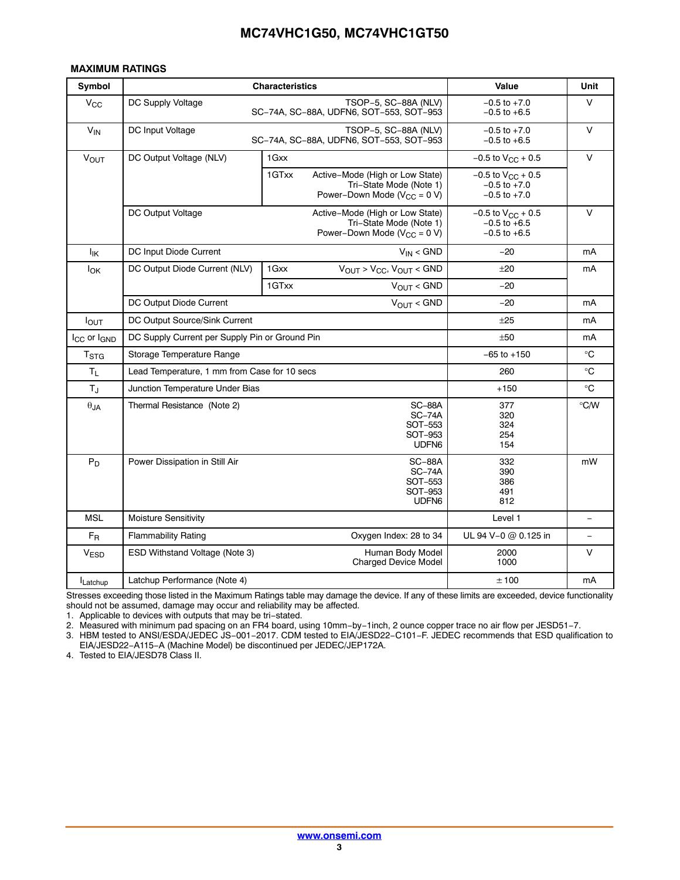### MAXIMUM RATINGS

| Symbol | Characteristics | | | Value | Unit |
|---|---|---|---|---|---|
| $V_{CC}$ | DC Supply Voltage | | TSOP−5, SC−88A (NLV)<br>SC−74A, SC−88A, UDFN6, SOT−553, SOT−953 | −0.5 to +7.0<br>−0.5 to +6.5 | V |
| $V_{IN}$ | DC Input Voltage | | TSOP−5, SC−88A (NLV)<br>SC−74A, SC−88A, UDFN6, SOT−553, SOT−953 | −0.5 to +7.0<br>−0.5 to +6.5 | V |
| $V_{OUT}$ | DC Output Voltage (NLV) | 1Gxx | | −0.5 to $V_{CC}$ + 0.5 | V |
| | | 1GTxx | Active−Mode (High or Low State)<br>Tri−State Mode (Note 1)<br>Power−Down Mode ($V_{CC}$ = 0 V) | −0.5 to $V_{CC}$ + 0.5<br>−0.5 to +7.0<br>−0.5 to +7.0 | |
| | DC Output Voltage | | Active−Mode (High or Low State)<br>Tri−State Mode (Note 1)<br>Power−Down Mode ($V_{CC}$ = 0 V) | −0.5 to $V_{CC}$ + 0.5<br>−0.5 to +6.5<br>−0.5 to +6.5 | V |
| $I_{IK}$ | DC Input Diode Current | | $V_{IN}$ < GND | −20 | mA |
| $I_{OK}$ | DC Output Diode Current (NLV) | 1Gxx | $V_{OUT}$ > $V_{CC}$, $V_{OUT}$ < GND | ±20 | mA |
| | | 1GTxx | $V_{OUT}$ < GND | −20 | |
| | DC Output Diode Current | | $V_{OUT}$ < GND | −20 | mA |
| $I_{OUT}$ | DC Output Source/Sink Current | | | ±25 | mA |
| $I_{CC}$ or $I_{GND}$ | DC Supply Current per Supply Pin or Ground Pin | | | ±50 | mA |
| $T_{STG}$ | Storage Temperature Range | | | −65 to +150 | °C |
| $T_L$ | Lead Temperature, 1 mm from Case for 10 secs | | | 260 | °C |
| $T_J$ | Junction Temperature Under Bias | | | +150 | °C |
| $\theta_{JA}$ | Thermal Resistance (Note 2) | | SC−88A<br>SC−74A<br>SOT−553<br>SOT−953<br>UDFN6 | 377<br>320<br>324<br>254<br>154 | °C/W |
| $P_D$ | Power Dissipation in Still Air | | SC−88A<br>SC−74A<br>SOT−553<br>SOT−953<br>UDFN6 | 332<br>390<br>386<br>491<br>812 | mW |
| MSL | Moisture Sensitivity | | | Level 1 | − |
| $F_R$ | Flammability Rating | | Oxygen Index: 28 to 34 | UL 94 V−0 @ 0.125 in | − |
| $V_{ESD}$ | ESD Withstand Voltage (Note 3) | | Human Body Model<br>Charged Device Model | 2000<br>1000 | V |
| $I_{Latchup}$ | Latchup Performance (Note 4) | | | ± 100 | mA |

Stresses exceeding those listed in the Maximum Ratings table may damage the device. If any of these limits are exceeded, device functionality should not be assumed, damage may occur and reliability may be affected.

1. Applicable to devices with outputs that may be tri−stated.
2. Measured with minimum pad spacing on an FR4 board, using 10mm−by−1inch, 2 ounce copper trace no air flow per JESD51−7.
3. HBM tested to ANSI/ESDA/JEDEC JS−001−2017. CDM tested to EIA/JESD22−C101−F. JEDEC recommends that ESD qualification to EIA/JESD22−A115−A (Machine Model) be discontinued per JEDEC/JEP172A.
4. Tested to EIA/JESD78 Class II.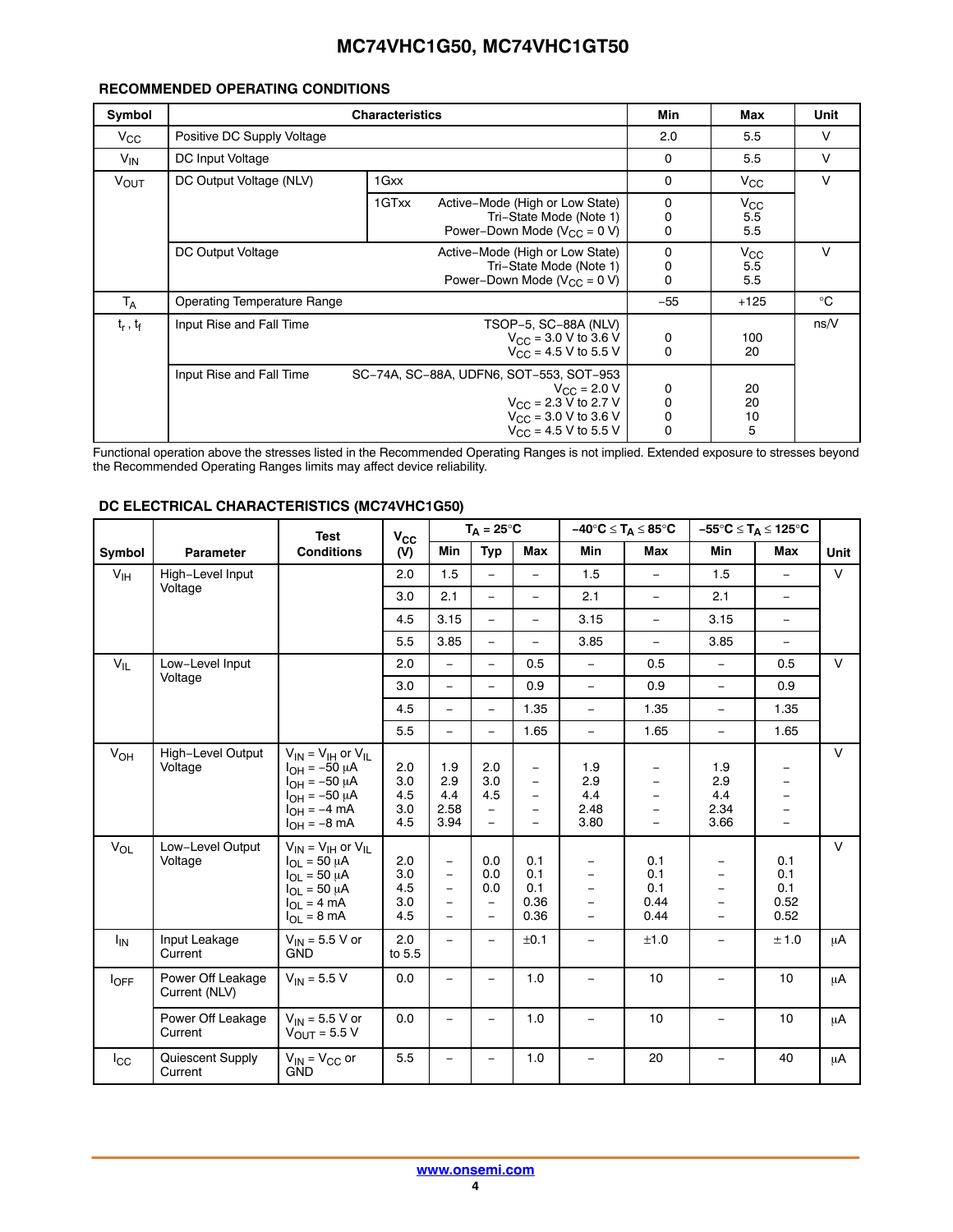### RECOMMENDED OPERATING CONDITIONS

| Symbol | Characteristics | | Min | Max | Unit |
|---|---|---|---|---|---|
| $V_{CC}$ | Positive DC Supply Voltage | | 2.0 | 5.5 | V |
| $V_{IN}$ | DC Input Voltage | | 0 | 5.5 | V |
| $V_{OUT}$ | DC Output Voltage (NLV) | 1Gxx | 0 | $V_{CC}$ | V |
| | | 1GTxx Active−Mode (High or Low State)<br>Tri−State Mode (Note 1)<br>Power−Down Mode ($V_{CC}$ = 0 V) | 0<br>0<br>0 | $V_{CC}$<br>5.5<br>5.5 | |
| | DC Output Voltage | Active−Mode (High or Low State)<br>Tri−State Mode (Note 1)<br>Power−Down Mode ($V_{CC}$ = 0 V) | 0<br>0<br>0 | $V_{CC}$<br>5.5<br>5.5 | V |
| $T_A$ | Operating Temperature Range | | −55 | +125 | °C |
| $t_r$ , $t_f$ | Input Rise and Fall Time | TSOP−5, SC−88A (NLV)<br>$V_{CC}$ = 3.0 V to 3.6 V<br>$V_{CC}$ = 4.5 V to 5.5 V | <br>0<br>0 | <br>100<br>20 | ns/V |
| | Input Rise and Fall Time | SC−74A, SC−88A, UDFN6, SOT−553, SOT−953<br>$V_{CC}$ = 2.0 V<br>$V_{CC}$ = 2.3 V to 2.7 V<br>$V_{CC}$ = 3.0 V to 3.6 V<br>$V_{CC}$ = 4.5 V to 5.5 V | <br>0<br>0<br>0<br>0 | <br>20<br>20<br>10<br>5 | |

Functional operation above the stresses listed in the Recommended Operating Ranges is not implied. Extended exposure to stresses beyond the Recommended Operating Ranges limits may affect device reliability.

### DC ELECTRICAL CHARACTERISTICS (MC74VHC1G50)

| Symbol | Parameter | Test Conditions | $V_{CC}$ (V) | $T_A$ = 25°C | | | −40°C ≤ $T_A$ ≤ 85°C | | −55°C ≤ $T_A$ ≤ 125°C | | Unit |
|---|---|---|---|---|---|---|---|---|---|---|---|
| | | | | Min | Typ | Max | Min | Max | Min | Max | |
| $V_{IH}$ | High−Level Input Voltage | | 2.0 | 1.5 | − | − | 1.5 | − | 1.5 | − | V |
| | | | 3.0 | 2.1 | − | − | 2.1 | − | 2.1 | − | |
| | | | 4.5 | 3.15 | − | − | 3.15 | − | 3.15 | − | |
| | | | 5.5 | 3.85 | − | − | 3.85 | − | 3.85 | − | |
| $V_{IL}$ | Low−Level Input Voltage | | 2.0 | − | − | 0.5 | − | 0.5 | − | 0.5 | V |
| | | | 3.0 | − | − | 0.9 | − | 0.9 | − | 0.9 | |
| | | | 4.5 | − | − | 1.35 | − | 1.35 | − | 1.35 | |
| | | | 5.5 | − | − | 1.65 | − | 1.65 | − | 1.65 | |
| $V_{OH}$ | High−Level Output Voltage | $V_{IN}$ = $V_{IH}$ or $V_{IL}$<br>$I_{OH}$ = −50 μA<br>$I_{OH}$ = −50 μA<br>$I_{OH}$ = −50 μA<br>$I_{OH}$ = −4 mA<br>$I_{OH}$ = −8 mA | <br>2.0<br>3.0<br>4.5<br>3.0<br>4.5 | <br>1.9<br>2.9<br>4.4<br>2.58<br>3.94 | <br>2.0<br>3.0<br>4.5<br>−<br>− | <br>−<br>−<br>−<br>−<br>− | <br>1.9<br>2.9<br>4.4<br>2.48<br>3.80 | <br>−<br>−<br>−<br>−<br>− | <br>1.9<br>2.9<br>4.4<br>2.34<br>3.66 | <br>−<br>−<br>−<br>−<br>− | V |
| $V_{OL}$ | Low−Level Output Voltage | $V_{IN}$ = $V_{IH}$ or $V_{IL}$<br>$I_{OL}$ = 50 μA<br>$I_{OL}$ = 50 μA<br>$I_{OL}$ = 50 μA<br>$I_{OL}$ = 4 mA<br>$I_{OL}$ = 8 mA | <br>2.0<br>3.0<br>4.5<br>3.0<br>4.5 | <br>−<br>−<br>−<br>−<br>− | <br>0.0<br>0.0<br>0.0<br>−<br>− | <br>0.1<br>0.1<br>0.1<br>0.36<br>0.36 | <br>−<br>−<br>−<br>−<br>− | <br>0.1<br>0.1<br>0.1<br>0.44<br>0.44 | <br>−<br>−<br>−<br>−<br>− | <br>0.1<br>0.1<br>0.1<br>0.52<br>0.52 | V |
| $I_{IN}$ | Input Leakage Current | $V_{IN}$ = 5.5 V or GND | 2.0 to 5.5 | − | − | ±0.1 | − | ±1.0 | − | ± 1.0 | μA |
| $I_{OFF}$ | Power Off Leakage Current (NLV) | $V_{IN}$ = 5.5 V | 0.0 | − | − | 1.0 | − | 10 | − | 10 | μA |
| | Power Off Leakage Current | $V_{IN}$ = 5.5 V or $V_{OUT}$ = 5.5 V | 0.0 | − | − | 1.0 | − | 10 | − | 10 | μA |
| $I_{CC}$ | Quiescent Supply Current | $V_{IN}$ = $V_{CC}$ or GND | 5.5 | − | − | 1.0 | − | 20 | − | 40 | μA |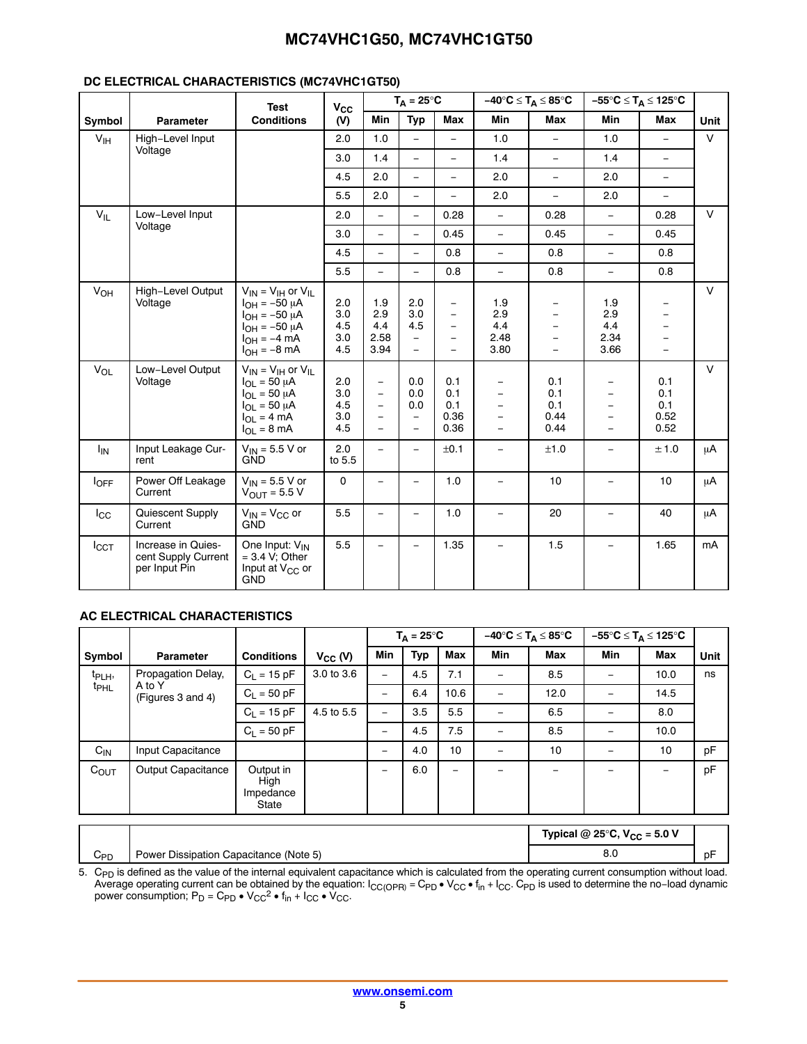### DC ELECTRICAL CHARACTERISTICS (MC74VHC1GT50)

| Symbol | Parameter | Test Conditions | $V_{CC}$ (V) | $T_A = 25°C$ Min | $T_A = 25°C$ Typ | $T_A = 25°C$ Max | $-40°C \le T_A \le 85°C$ Min | $-40°C \le T_A \le 85°C$ Max | $-55°C \le T_A \le 125°C$ Min | $-55°C \le T_A \le 125°C$ Max | Unit |
|---|---|---|---|---|---|---|---|---|---|---|---|
| $V_{IH}$ | High−Level Input Voltage | | 2.0 | 1.0 | − | − | 1.0 | − | 1.0 | − | V |
| | | | 3.0 | 1.4 | − | − | 1.4 | − | 1.4 | − | |
| | | | 4.5 | 2.0 | − | − | 2.0 | − | 2.0 | − | |
| | | | 5.5 | 2.0 | − | − | 2.0 | − | 2.0 | − | |
| $V_{IL}$ | Low−Level Input Voltage | | 2.0 | − | − | 0.28 | − | 0.28 | − | 0.28 | V |
| | | | 3.0 | − | − | 0.45 | − | 0.45 | − | 0.45 | |
| | | | 4.5 | − | − | 0.8 | − | 0.8 | − | 0.8 | |
| | | | 5.5 | − | − | 0.8 | − | 0.8 | − | 0.8 | |
| $V_{OH}$ | High−Level Output Voltage | $V_{IN} = V_{IH}$ or $V_{IL}$ | | | | | | | | | V |
| | | $I_{OH} = -50\ \mu A$ | 2.0 | 1.9 | 2.0 | − | 1.9 | − | 1.9 | − | |
| | | $I_{OH} = -50\ \mu A$ | 3.0 | 2.9 | 3.0 | − | 2.9 | − | 2.9 | − | |
| | | $I_{OH} = -50\ \mu A$ | 4.5 | 4.4 | 4.5 | − | 4.4 | − | 4.4 | − | |
| | | $I_{OH} = -4$ mA | 3.0 | 2.58 | − | − | 2.48 | − | 2.34 | − | |
| | | $I_{OH} = -8$ mA | 4.5 | 3.94 | − | − | 3.80 | − | 3.66 | − | |
| $V_{OL}$ | Low−Level Output Voltage | $V_{IN} = V_{IH}$ or $V_{IL}$ | | | | | | | | | V |
| | | $I_{OL} = 50\ \mu A$ | 2.0 | − | 0.0 | 0.1 | − | 0.1 | − | 0.1 | |
| | | $I_{OL} = 50\ \mu A$ | 3.0 | − | 0.0 | 0.1 | − | 0.1 | − | 0.1 | |
| | | $I_{OL} = 50\ \mu A$ | 4.5 | − | 0.0 | 0.1 | − | 0.1 | − | 0.1 | |
| | | $I_{OL} = 4$ mA | 3.0 | − | − | 0.36 | − | 0.44 | − | 0.52 | |
| | | $I_{OL} = 8$ mA | 4.5 | − | − | 0.36 | − | 0.44 | − | 0.52 | |
| $I_{IN}$ | Input Leakage Current | $V_{IN}$ = 5.5 V or GND | 2.0 to 5.5 | − | − | ±0.1 | − | ±1.0 | − | ± 1.0 | μA |
| $I_{OFF}$ | Power Off Leakage Current | $V_{IN}$ = 5.5 V or $V_{OUT}$ = 5.5 V | 0 | − | − | 1.0 | − | 10 | − | 10 | μA |
| $I_{CC}$ | Quiescent Supply Current | $V_{IN} = V_{CC}$ or GND | 5.5 | − | − | 1.0 | − | 20 | − | 40 | μA |
| $I_{CCT}$ | Increase in Quiescent Supply Current per Input Pin | One Input: $V_{IN}$ = 3.4 V; Other Input at $V_{CC}$ or GND | 5.5 | − | − | 1.35 | − | 1.5 | − | 1.65 | mA |

### AC ELECTRICAL CHARACTERISTICS

| Symbol | Parameter | Conditions | $V_{CC}$ (V) | $T_A = 25°C$ Min | $T_A = 25°C$ Typ | $T_A = 25°C$ Max | $-40°C \le T_A \le 85°C$ Min | $-40°C \le T_A \le 85°C$ Max | $-55°C \le T_A \le 125°C$ Min | $-55°C \le T_A \le 125°C$ Max | Unit |
|---|---|---|---|---|---|---|---|---|---|---|---|
| $t_{PLH}$, $t_{PHL}$ | Propagation Delay, A to Y (Figures 3 and 4) | $C_L$ = 15 pF | 3.0 to 3.6 | − | 4.5 | 7.1 | − | 8.5 | − | 10.0 | ns |
| | | $C_L$ = 50 pF | | − | 6.4 | 10.6 | − | 12.0 | − | 14.5 | |
| | | $C_L$ = 15 pF | 4.5 to 5.5 | − | 3.5 | 5.5 | − | 6.5 | − | 8.0 | |
| | | $C_L$ = 50 pF | | − | 4.5 | 7.5 | − | 8.5 | − | 10.0 | |
| $C_{IN}$ | Input Capacitance | | | − | 4.0 | 10 | − | 10 | − | 10 | pF |
| $C_{OUT}$ | Output Capacitance | Output in High Impedance State | | − | 6.0 | − | − | − | − | − | pF |

| | | Typical @ 25°C, $V_{CC}$ = 5.0 V | |
|---|---|---|---|
| $C_{PD}$ | Power Dissipation Capacitance (Note 5) | 8.0 | pF |

5. $C_{PD}$ is defined as the value of the internal equivalent capacitance which is calculated from the operating current consumption without load. Average operating current can be obtained by the equation: $I_{CC(OPR)} = C_{PD} \bullet V_{CC} \bullet f_{in} + I_{CC}$. $C_{PD}$ is used to determine the no−load dynamic power consumption; $P_D = C_{PD} \bullet V_{CC}^2 \bullet f_{in} + I_{CC} \bullet V_{CC}$.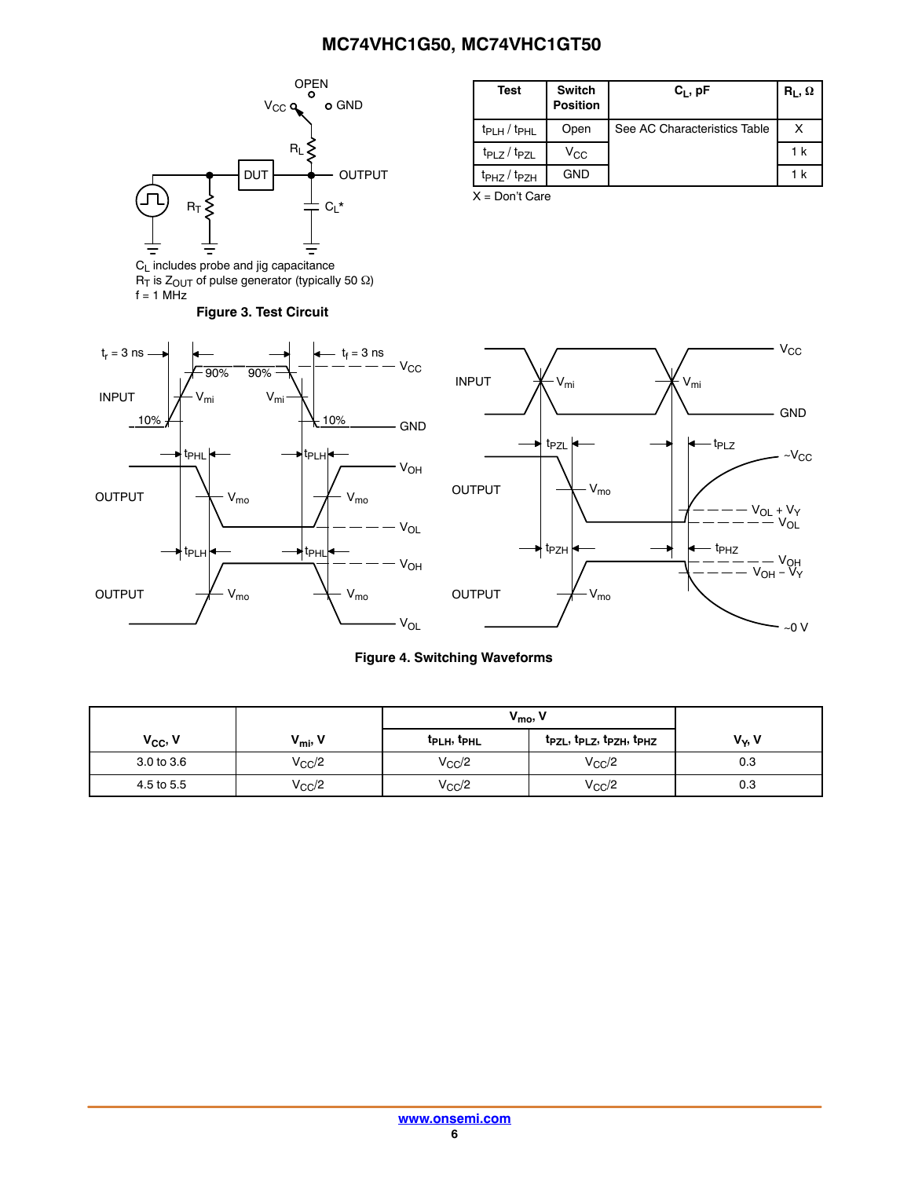Figure 3 test circuit notes:

$C_L$ includes probe and jig capacitance
$R_T$ is $Z_{OUT}$ of pulse generator (typically 50 Ω)
f = 1 MHz

**Figure 3. Test Circuit**

| Test | Switch Position | $C_L$, pF | $R_L$, Ω |
|---|---|---|---|
| $t_{PLH}$ / $t_{PHL}$ | Open | See AC Characteristics Table | X |
| $t_{PLZ}$ / $t_{PZL}$ | $V_{CC}$ | | 1 k |
| $t_{PHZ}$ / $t_{PZH}$ | GND | | 1 k |

X = Don't Care

**Figure 4. Switching Waveforms**

| $V_{CC}$, V | $V_{mi}$, V | $V_{mo}$, V | | $V_Y$, V |
|---|---|---|---|---|
| | | $t_{PLH}$, $t_{PHL}$ | $t_{PZL}$, $t_{PLZ}$, $t_{PZH}$, $t_{PHZ}$ | |
| 3.0 to 3.6 | $V_{CC}/2$ | $V_{CC}/2$ | $V_{CC}/2$ | 0.3 |
| 4.5 to 5.5 | $V_{CC}/2$ | $V_{CC}/2$ | $V_{CC}/2$ | 0.3 |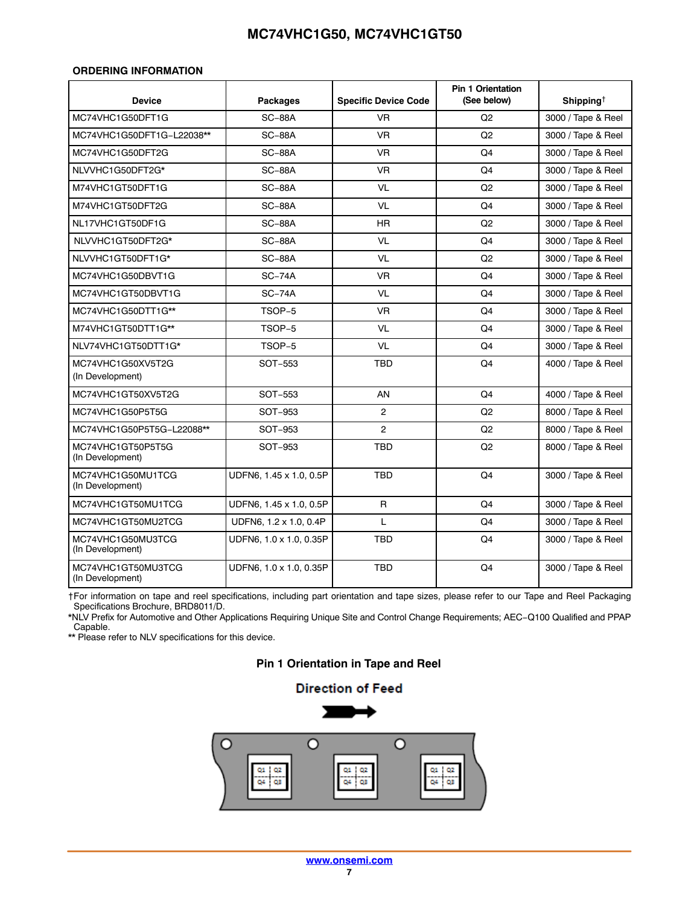### ORDERING INFORMATION

| Device | Packages | Specific Device Code | Pin 1 Orientation (See below) | Shipping† |
|---|---|---|---|---|
| MC74VHC1G50DFT1G | SC−88A | VR | Q2 | 3000 / Tape & Reel |
| MC74VHC1G50DFT1G−L22038** | SC−88A | VR | Q2 | 3000 / Tape & Reel |
| MC74VHC1G50DFT2G | SC−88A | VR | Q4 | 3000 / Tape & Reel |
| NLVVHC1G50DFT2G* | SC−88A | VR | Q4 | 3000 / Tape & Reel |
| M74VHC1GT50DFT1G | SC−88A | VL | Q2 | 3000 / Tape & Reel |
| M74VHC1GT50DFT2G | SC−88A | VL | Q4 | 3000 / Tape & Reel |
| NL17VHC1GT50DF1G | SC−88A | HR | Q2 | 3000 / Tape & Reel |
| NLVVHC1GT50DFT2G* | SC−88A | VL | Q4 | 3000 / Tape & Reel |
| NLVVHC1GT50DFT1G* | SC−88A | VL | Q2 | 3000 / Tape & Reel |
| MC74VHC1G50DBVT1G | SC−74A | VR | Q4 | 3000 / Tape & Reel |
| MC74VHC1GT50DBVT1G | SC−74A | VL | Q4 | 3000 / Tape & Reel |
| MC74VHC1G50DTT1G** | TSOP−5 | VR | Q4 | 3000 / Tape & Reel |
| M74VHC1GT50DTT1G** | TSOP−5 | VL | Q4 | 3000 / Tape & Reel |
| NLV74VHC1GT50DTT1G* | TSOP−5 | VL | Q4 | 3000 / Tape & Reel |
| MC74VHC1G50XV5T2G (In Development) | SOT−553 | TBD | Q4 | 4000 / Tape & Reel |
| MC74VHC1GT50XV5T2G | SOT−553 | AN | Q4 | 4000 / Tape & Reel |
| MC74VHC1G50P5T5G | SOT−953 | 2 | Q2 | 8000 / Tape & Reel |
| MC74VHC1G50P5T5G−L22088** | SOT−953 | 2 | Q2 | 8000 / Tape & Reel |
| MC74VHC1GT50P5T5G (In Development) | SOT−953 | TBD | Q2 | 8000 / Tape & Reel |
| MC74VHC1G50MU1TCG (In Development) | UDFN6, 1.45 x 1.0, 0.5P | TBD | Q4 | 3000 / Tape & Reel |
| MC74VHC1GT50MU1TCG | UDFN6, 1.45 x 1.0, 0.5P | R | Q4 | 3000 / Tape & Reel |
| MC74VHC1GT50MU2TCG | UDFN6, 1.2 x 1.0, 0.4P | L | Q4 | 3000 / Tape & Reel |
| MC74VHC1G50MU3TCG (In Development) | UDFN6, 1.0 x 1.0, 0.35P | TBD | Q4 | 3000 / Tape & Reel |
| MC74VHC1GT50MU3TCG (In Development) | UDFN6, 1.0 x 1.0, 0.35P | TBD | Q4 | 3000 / Tape & Reel |

†For information on tape and reel specifications, including part orientation and tape sizes, please refer to our Tape and Reel Packaging Specifications Brochure, BRD8011/D.
*NLV Prefix for Automotive and Other Applications Requiring Unique Site and Control Change Requirements; AEC−Q100 Qualified and PPAP Capable.
** Please refer to NLV specifications for this device.

### Pin 1 Orientation in Tape and Reel

Direction of Feed

Q1 Q2
Q4 Q3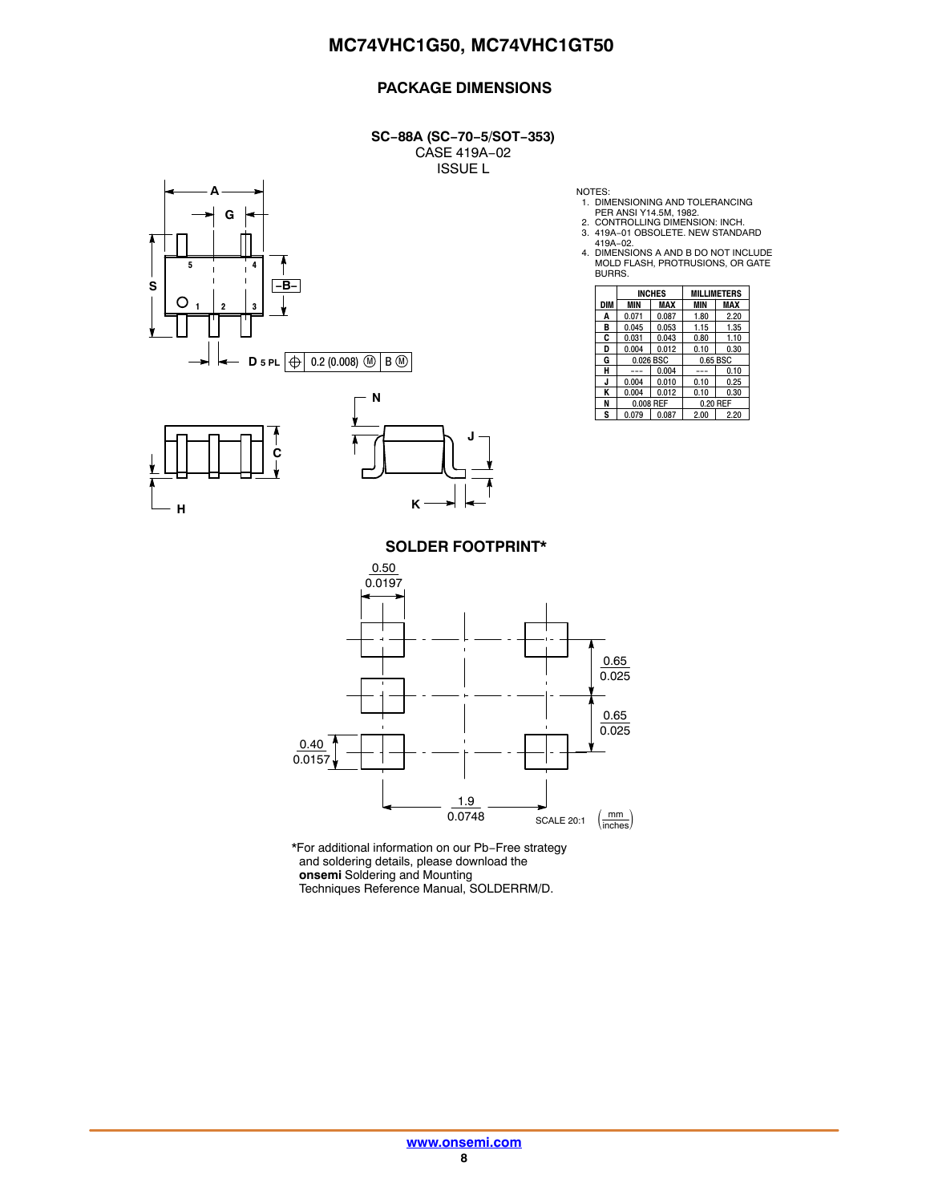## PACKAGE DIMENSIONS

**SC−88A (SC−70−5/SOT−353)**
CASE 419A−02
ISSUE L

NOTES:
1. DIMENSIONING AND TOLERANCING PER ANSI Y14.5M, 1982.
2. CONTROLLING DIMENSION: INCH.
3. 419A−01 OBSOLETE. NEW STANDARD 419A−02.
4. DIMENSIONS A AND B DO NOT INCLUDE MOLD FLASH, PROTRUSIONS, OR GATE BURRS.

| DIM | INCHES | | MILLIMETERS | |
|---|---|---|---|---|
| | MIN | MAX | MIN | MAX |
| A | 0.071 | 0.087 | 1.80 | 2.20 |
| B | 0.045 | 0.053 | 1.15 | 1.35 |
| C | 0.031 | 0.043 | 0.80 | 1.10 |
| D | 0.004 | 0.012 | 0.10 | 0.30 |
| G | 0.026 BSC | | 0.65 BSC | |
| H | --- | 0.004 | --- | 0.10 |
| J | 0.004 | 0.010 | 0.10 | 0.25 |
| K | 0.004 | 0.012 | 0.10 | 0.30 |
| N | 0.008 REF | | 0.20 REF | |
| S | 0.079 | 0.087 | 2.00 | 2.20 |

D 5 PL ⊕ 0.2 (0.008) Ⓜ B Ⓜ

### SOLDER FOOTPRINT*

0.50 / 0.0197; 0.65 / 0.025; 0.65 / 0.025; 0.40 / 0.0157; 1.9 / 0.0748

SCALE 20:1 (mm / inches)

*For additional information on our Pb−Free strategy and soldering details, please download the **onsemi** Soldering and Mounting Techniques Reference Manual, SOLDERRM/D.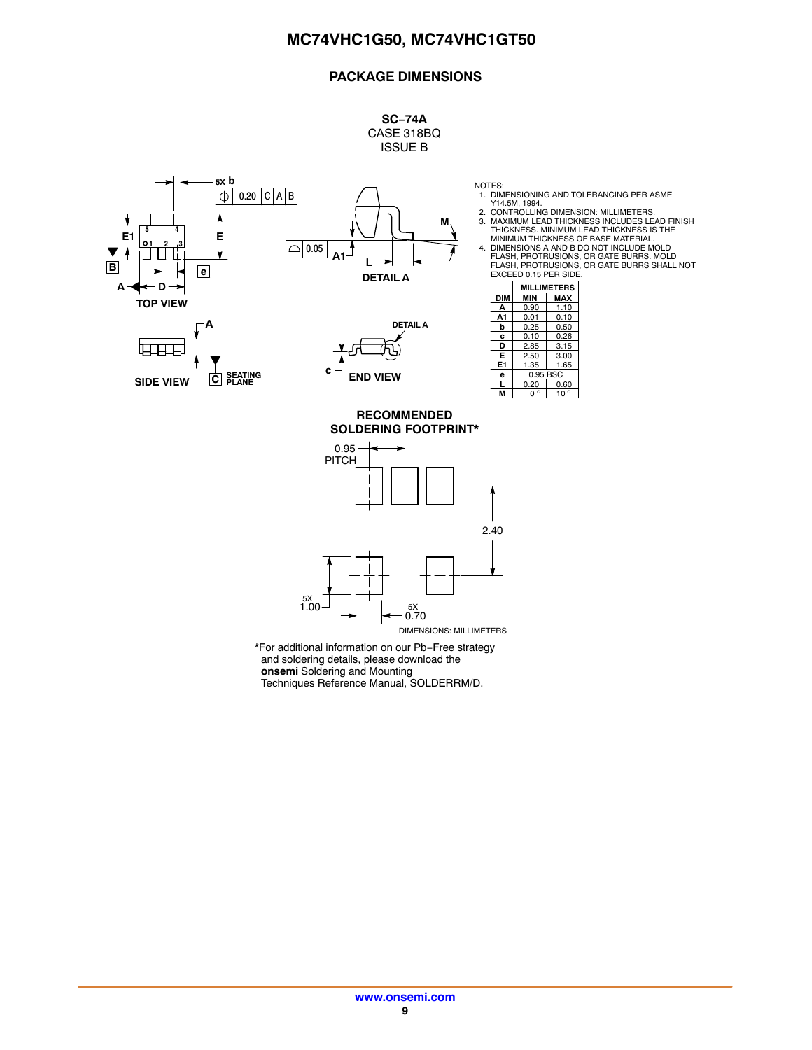## PACKAGE DIMENSIONS

**SC−74A**
CASE 318BQ
ISSUE B

NOTES:
1. DIMENSIONING AND TOLERANCING PER ASME Y14.5M, 1994.
2. CONTROLLING DIMENSION: MILLIMETERS.
3. MAXIMUM LEAD THICKNESS INCLUDES LEAD FINISH THICKNESS. MINIMUM LEAD THICKNESS IS THE MINIMUM THICKNESS OF BASE MATERIAL.
4. DIMENSIONS A AND B DO NOT INCLUDE MOLD FLASH, PROTRUSIONS, OR GATE BURRS. MOLD FLASH, PROTRUSIONS, OR GATE BURRS SHALL NOT EXCEED 0.15 PER SIDE.

| DIM | MILLIMETERS | |
|---|---|---|
| | MIN | MAX |
| A | 0.90 | 1.10 |
| A1 | 0.01 | 0.10 |
| b | 0.25 | 0.50 |
| c | 0.10 | 0.26 |
| D | 2.85 | 3.15 |
| E | 2.50 | 3.00 |
| E1 | 1.35 | 1.65 |
| e | 0.95 BSC | |
| L | 0.20 | 0.60 |
| M | 0° | 10° |

TOP VIEW

SIDE VIEW

DETAIL A

END VIEW

**RECOMMENDED SOLDERING FOOTPRINT***

0.95 PITCH

2.40

5X 1.00

5X 0.70

DIMENSIONS: MILLIMETERS

*For additional information on our Pb−Free strategy and soldering details, please download the **onsemi** Soldering and Mounting Techniques Reference Manual, SOLDERRM/D.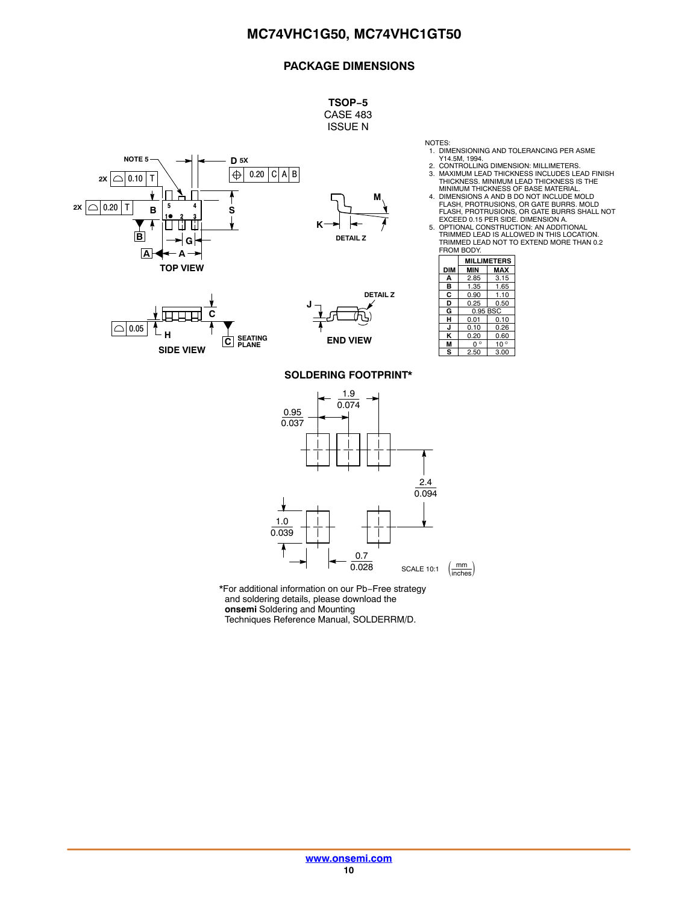## PACKAGE DIMENSIONS

**TSOP−5**
CASE 483
ISSUE N

NOTES:
1. DIMENSIONING AND TOLERANCING PER ASME Y14.5M, 1994.
2. CONTROLLING DIMENSION: MILLIMETERS.
3. MAXIMUM LEAD THICKNESS INCLUDES LEAD FINISH THICKNESS. MINIMUM LEAD THICKNESS IS THE MINIMUM THICKNESS OF BASE MATERIAL.
4. DIMENSIONS A AND B DO NOT INCLUDE MOLD FLASH, PROTRUSIONS, OR GATE BURRS. MOLD FLASH, PROTRUSIONS, OR GATE BURRS SHALL NOT EXCEED 0.15 PER SIDE. DIMENSION A.
5. OPTIONAL CONSTRUCTION: AN ADDITIONAL TRIMMED LEAD IS ALLOWED IN THIS LOCATION. TRIMMED LEAD NOT TO EXTEND MORE THAN 0.2 FROM BODY.

| DIM | MILLIMETERS MIN | MILLIMETERS MAX |
|---|---|---|
| A | 2.85 | 3.15 |
| B | 1.35 | 1.65 |
| C | 0.90 | 1.10 |
| D | 0.25 | 0.50 |
| G | 0.95 BSC | |
| H | 0.01 | 0.10 |
| J | 0.10 | 0.26 |
| K | 0.20 | 0.60 |
| M | 0° | 10° |
| S | 2.50 | 3.00 |

TOP VIEW

SIDE VIEW

END VIEW

DETAIL Z

### SOLDERING FOOTPRINT*

SCALE 10:1 (mm / inches)

*For additional information on our Pb−Free strategy and soldering details, please download the **onsemi** Soldering and Mounting Techniques Reference Manual, SOLDERRM/D.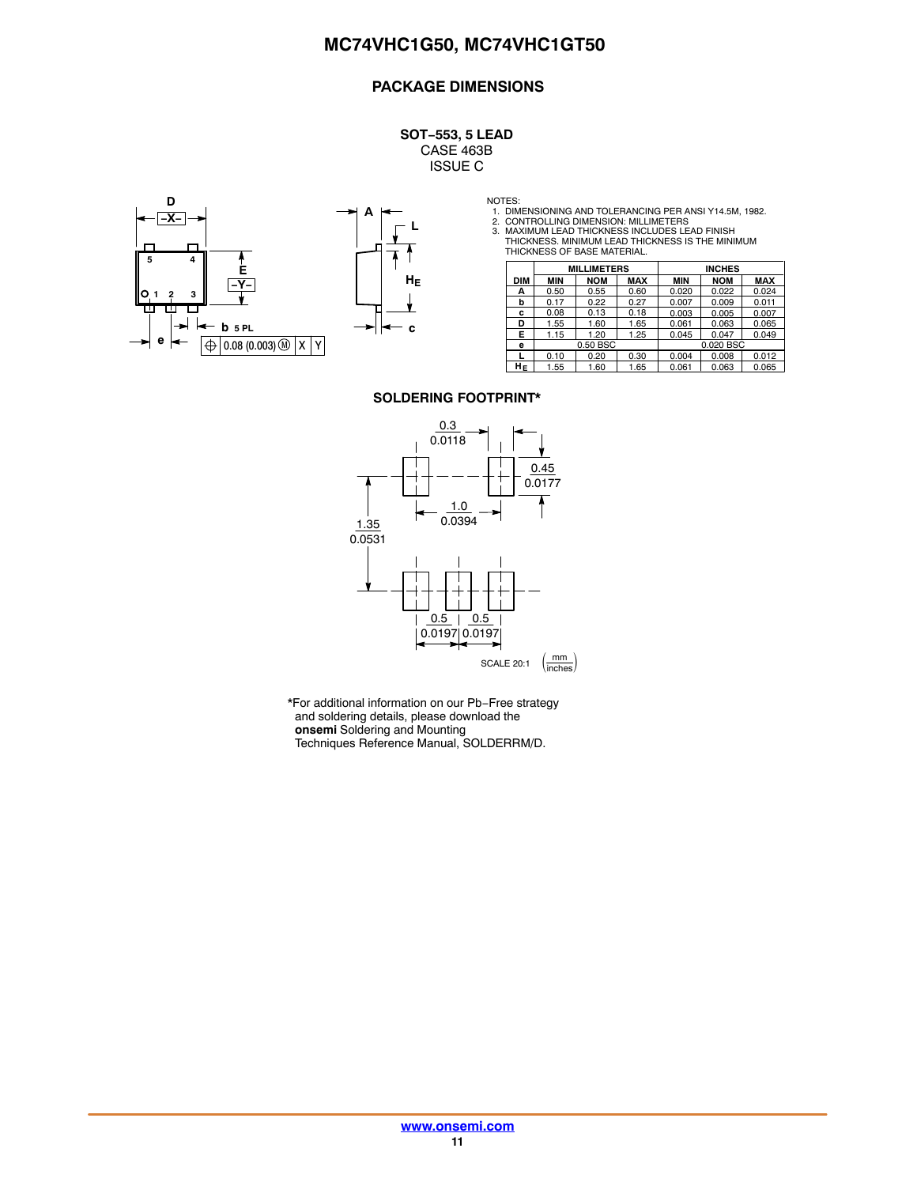## PACKAGE DIMENSIONS

**SOT−553, 5 LEAD**
CASE 463B
ISSUE C

NOTES:
1. DIMENSIONING AND TOLERANCING PER ANSI Y14.5M, 1982.
2. CONTROLLING DIMENSION: MILLIMETERS
3. MAXIMUM LEAD THICKNESS INCLUDES LEAD FINISH THICKNESS. MINIMUM LEAD THICKNESS IS THE MINIMUM THICKNESS OF BASE MATERIAL.

| DIM | MILLIMETERS | | | INCHES | | |
|---|---|---|---|---|---|---|
| | MIN | NOM | MAX | MIN | NOM | MAX |
| A | 0.50 | 0.55 | 0.60 | 0.020 | 0.022 | 0.024 |
| b | 0.17 | 0.22 | 0.27 | 0.007 | 0.009 | 0.011 |
| c | 0.08 | 0.13 | 0.18 | 0.003 | 0.005 | 0.007 |
| D | 1.55 | 1.60 | 1.65 | 0.061 | 0.063 | 0.065 |
| E | 1.15 | 1.20 | 1.25 | 0.045 | 0.047 | 0.049 |
| e | | 0.50 BSC | | | 0.020 BSC | |
| L | 0.10 | 0.20 | 0.30 | 0.004 | 0.008 | 0.012 |
| $H_E$ | 1.55 | 1.60 | 1.65 | 0.061 | 0.063 | 0.065 |

### SOLDERING FOOTPRINT*

SCALE 20:1 (mm / inches)

*For additional information on our Pb−Free strategy and soldering details, please download the **onsemi** Soldering and Mounting Techniques Reference Manual, SOLDERRM/D.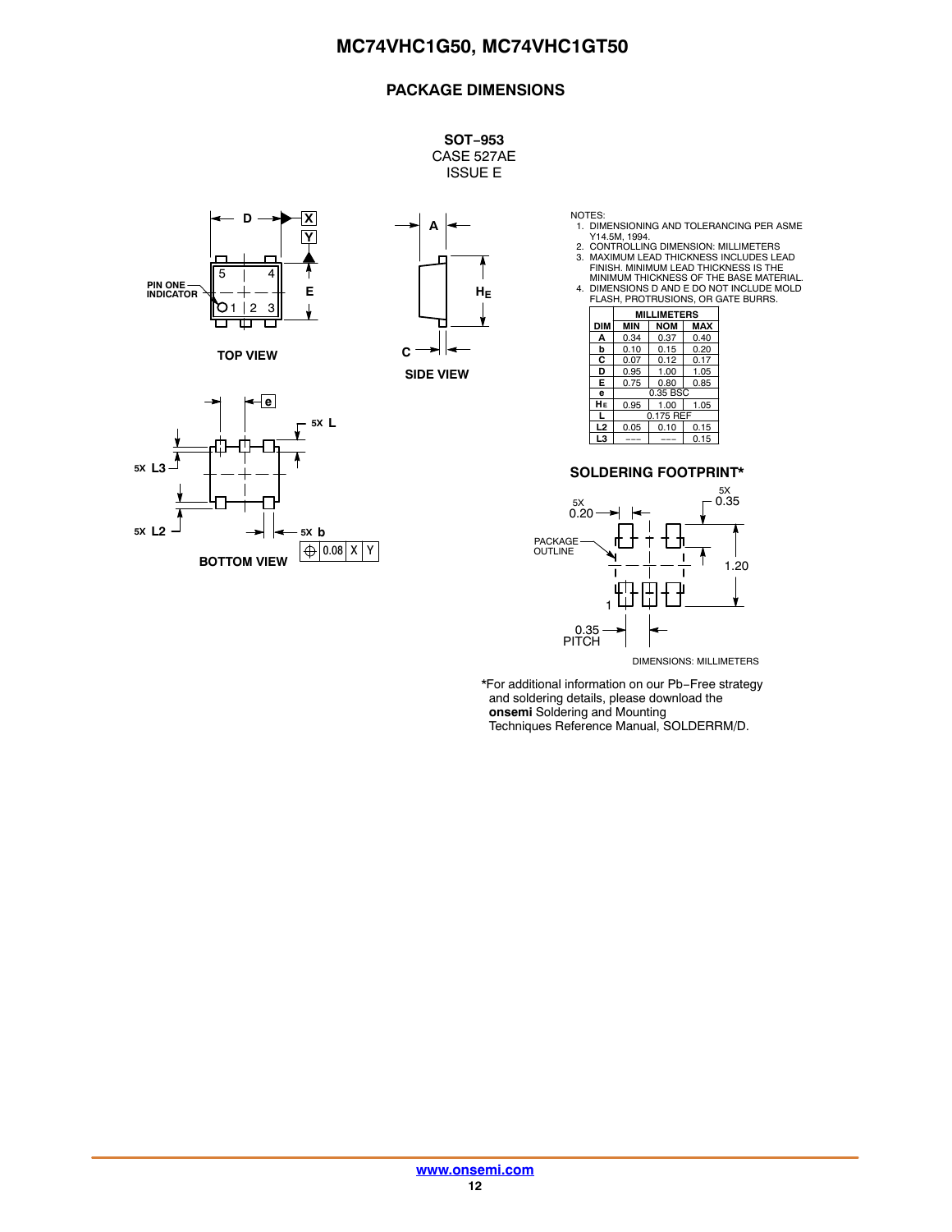## PACKAGE DIMENSIONS

**SOT−953**
CASE 527AE
ISSUE E

NOTES:
1. DIMENSIONING AND TOLERANCING PER ASME Y14.5M, 1994.
2. CONTROLLING DIMENSION: MILLIMETERS
3. MAXIMUM LEAD THICKNESS INCLUDES LEAD FINISH. MINIMUM LEAD THICKNESS IS THE MINIMUM THICKNESS OF THE BASE MATERIAL.
4. DIMENSIONS D AND E DO NOT INCLUDE MOLD FLASH, PROTRUSIONS, OR GATE BURRS.

| DIM | MILLIMETERS MIN | NOM | MAX |
|---|---|---|---|
| A | 0.34 | 0.37 | 0.40 |
| b | 0.10 | 0.15 | 0.20 |
| C | 0.07 | 0.12 | 0.17 |
| D | 0.95 | 1.00 | 1.05 |
| E | 0.75 | 0.80 | 0.85 |
| e | | 0.35 BSC | |
| $H_E$ | 0.95 | 1.00 | 1.05 |
| L | | 0.175 REF | |
| L2 | 0.05 | 0.10 | 0.15 |
| L3 | --- | --- | 0.15 |

TOP VIEW

SIDE VIEW

BOTTOM VIEW

### SOLDERING FOOTPRINT*

DIMENSIONS: MILLIMETERS

*For additional information on our Pb−Free strategy and soldering details, please download the **onsemi** Soldering and Mounting Techniques Reference Manual, SOLDERRM/D.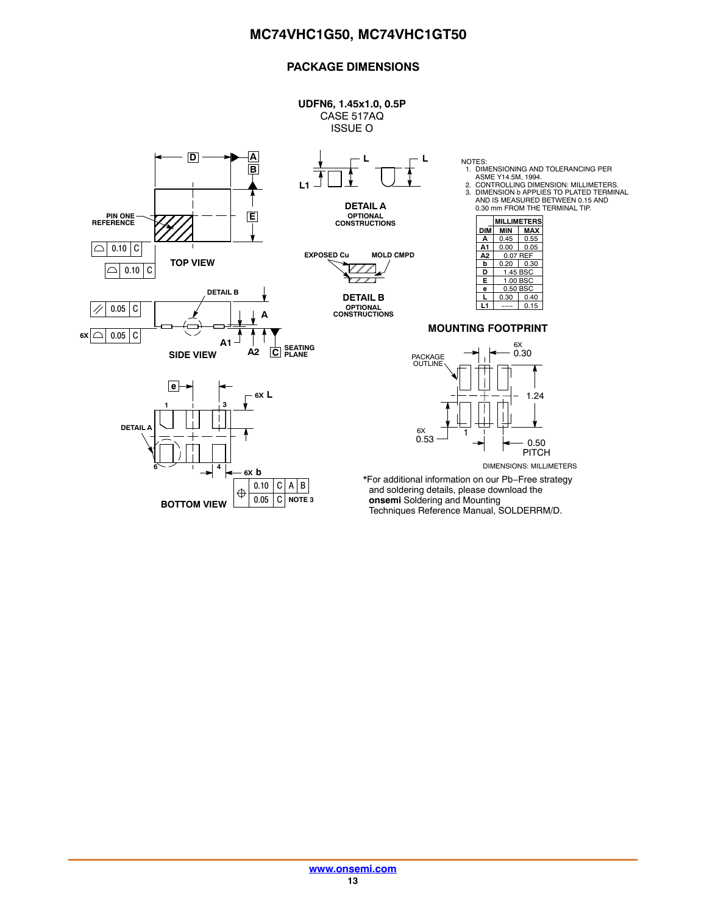## PACKAGE DIMENSIONS

**UDFN6, 1.45x1.0, 0.5P**
CASE 517AQ
ISSUE O

NOTES:
1. DIMENSIONING AND TOLERANCING PER ASME Y14.5M, 1994.
2. CONTROLLING DIMENSION: MILLIMETERS.
3. DIMENSION b APPLIES TO PLATED TERMINAL AND IS MEASURED BETWEEN 0.15 AND 0.30 mm FROM THE TERMINAL TIP.

| DIM | MILLIMETERS MIN | MILLIMETERS MAX |
|---|---|---|
| A | 0.45 | 0.55 |
| A1 | 0.00 | 0.05 |
| A2 | 0.07 REF | |
| b | 0.20 | 0.30 |
| D | 1.45 BSC | |
| E | 1.00 BSC | |
| e | 0.50 BSC | |
| L | 0.30 | 0.40 |
| L1 | --- | 0.15 |

TOP VIEW

SIDE VIEW

BOTTOM VIEW

DETAIL A
OPTIONAL CONSTRUCTIONS

DETAIL B
OPTIONAL CONSTRUCTIONS

### MOUNTING FOOTPRINT

DIMENSIONS: MILLIMETERS

*For additional information on our Pb−Free strategy and soldering details, please download the **onsemi** Soldering and Mounting Techniques Reference Manual, SOLDERRM/D.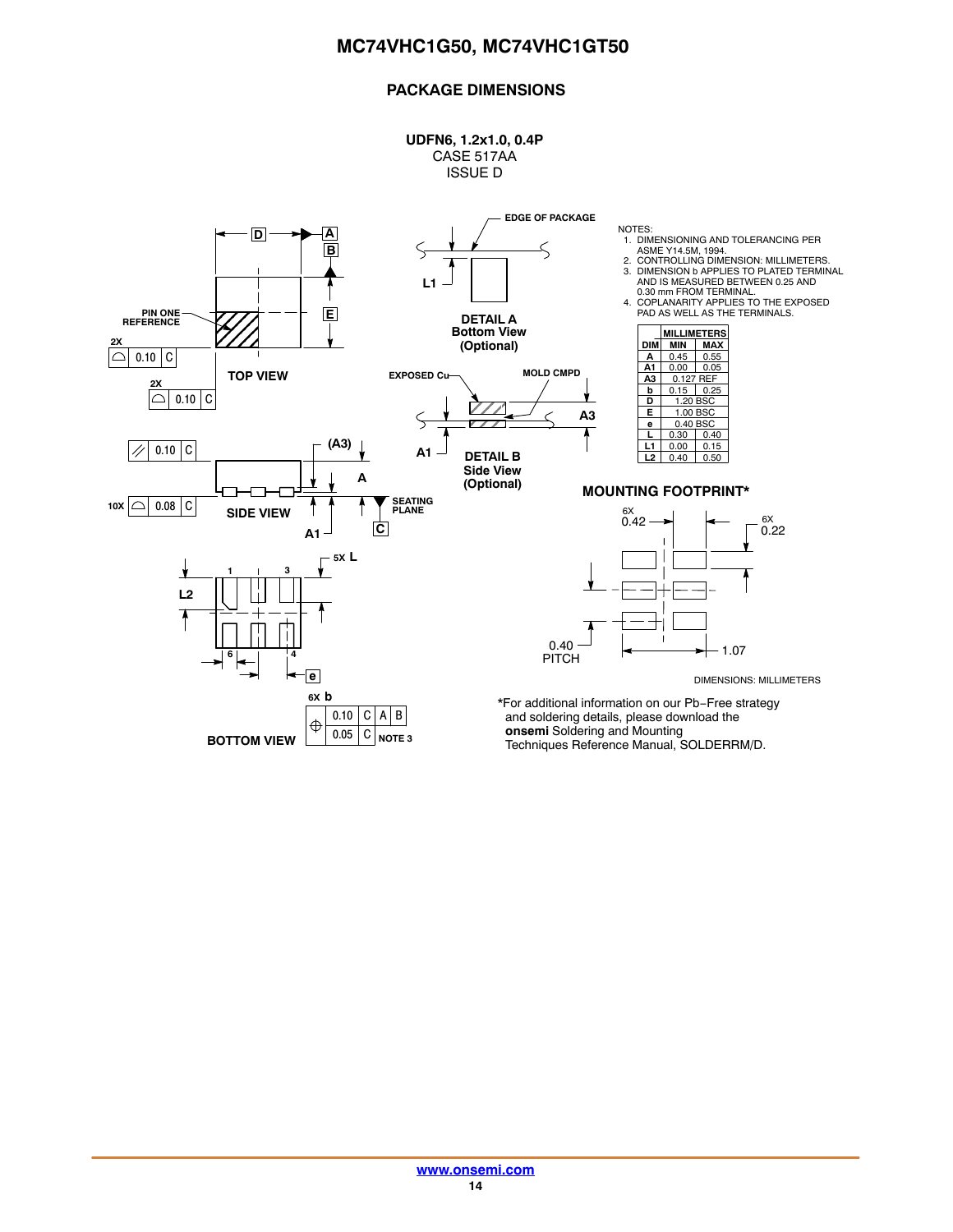## PACKAGE DIMENSIONS

**UDFN6, 1.2x1.0, 0.4P**
CASE 517AA
ISSUE D

NOTES:
1. DIMENSIONING AND TOLERANCING PER ASME Y14.5M, 1994.
2. CONTROLLING DIMENSION: MILLIMETERS.
3. DIMENSION b APPLIES TO PLATED TERMINAL AND IS MEASURED BETWEEN 0.25 AND 0.30 mm FROM TERMINAL.
4. COPLANARITY APPLIES TO THE EXPOSED PAD AS WELL AS THE TERMINALS.

| DIM | MILLIMETERS MIN | MILLIMETERS MAX |
|---|---|---|
| A | 0.45 | 0.55 |
| A1 | 0.00 | 0.05 |
| A3 | 0.127 REF | |
| b | 0.15 | 0.25 |
| D | 1.20 BSC | |
| E | 1.00 BSC | |
| e | 0.40 BSC | |
| L | 0.30 | 0.40 |
| L1 | 0.00 | 0.15 |
| L2 | 0.40 | 0.50 |

TOP VIEW

SIDE VIEW

BOTTOM VIEW

DETAIL A Bottom View (Optional)

DETAIL B Side View (Optional)

**MOUNTING FOOTPRINT***

DIMENSIONS: MILLIMETERS

*For additional information on our Pb−Free strategy and soldering details, please download the **onsemi** Soldering and Mounting Techniques Reference Manual, SOLDERRM/D.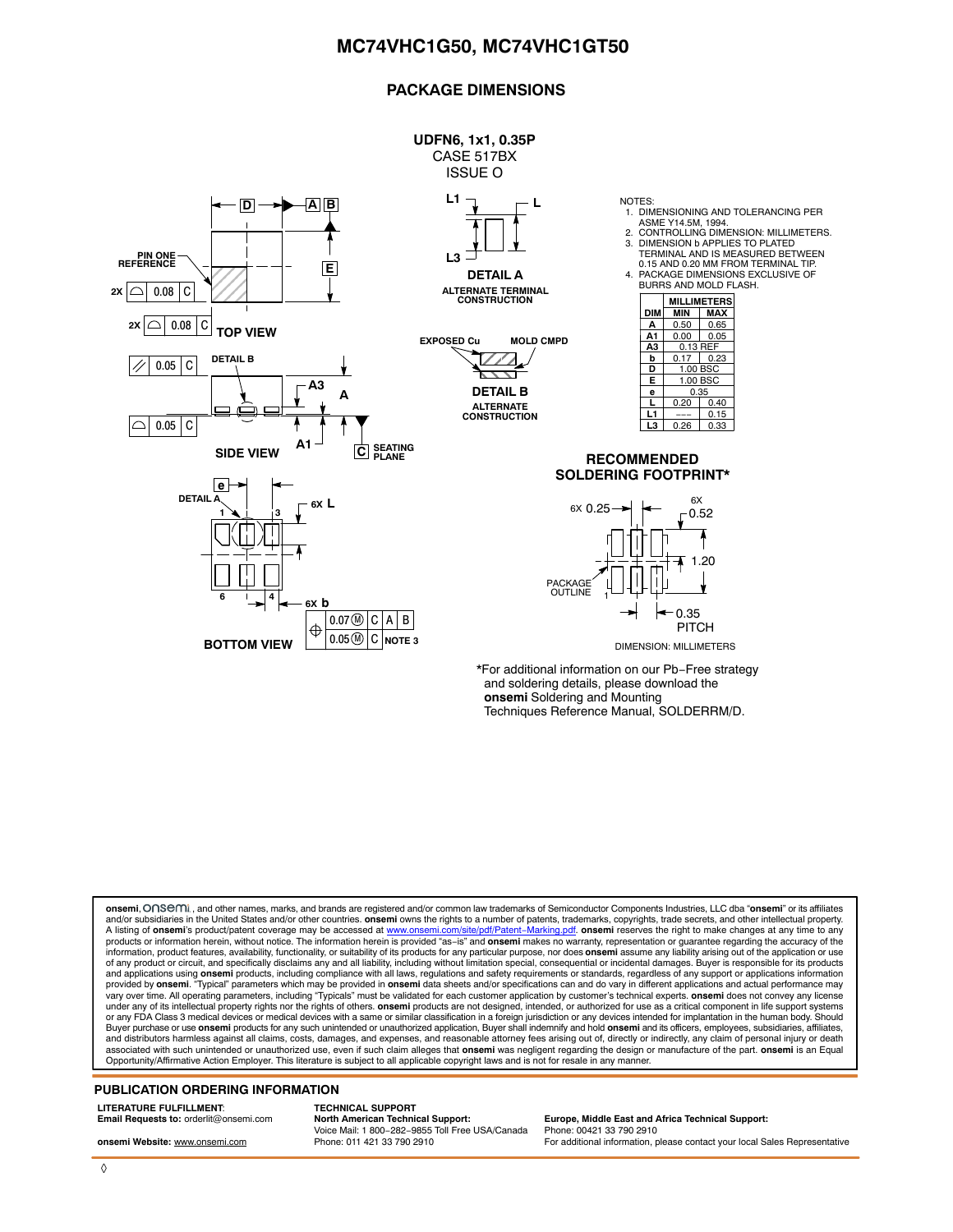## PACKAGE DIMENSIONS

**UDFN6, 1x1, 0.35P**
CASE 517BX
ISSUE O

NOTES:
1. DIMENSIONING AND TOLERANCING PER ASME Y14.5M, 1994.
2. CONTROLLING DIMENSION: MILLIMETERS.
3. DIMENSION b APPLIES TO PLATED TERMINAL AND IS MEASURED BETWEEN 0.15 AND 0.20 MM FROM TERMINAL TIP.
4. PACKAGE DIMENSIONS EXCLUSIVE OF BURRS AND MOLD FLASH.

| | MILLIMETERS | |
|---|---|---|
| DIM | MIN | MAX |
| A | 0.50 | 0.65 |
| A1 | 0.00 | 0.05 |
| A3 | 0.13 REF | |
| b | 0.17 | 0.23 |
| D | 1.00 BSC | |
| E | 1.00 BSC | |
| e | 0.35 | |
| L | 0.20 | 0.40 |
| L1 | --- | 0.15 |
| L3 | 0.26 | 0.33 |

TOP VIEW
PIN ONE REFERENCE
D
A B
E
2X 0.08 C
2X 0.08 C

SIDE VIEW
0.05 C
DETAIL B
A3
A
0.05 C
A1
C SEATING PLANE

BOTTOM VIEW
e
DETAIL A
1 3
6 4
6X L
6X b
0.07 Ⓜ C A B
0.05 Ⓜ C NOTE 3

DETAIL A
ALTERNATE TERMINAL CONSTRUCTION
L1 L L3

DETAIL B
ALTERNATE CONSTRUCTION
EXPOSED Cu MOLD CMPD

### RECOMMENDED SOLDERING FOOTPRINT*

6X 0.25
6X 0.52
1.20
PACKAGE OUTLINE
1
0.35 PITCH

DIMENSION: MILLIMETERS

*For additional information on our Pb−Free strategy and soldering details, please download the **onsemi** Soldering and Mounting Techniques Reference Manual, SOLDERRM/D.

**onsemi**, onsemi, and other names, marks, and brands are registered and/or common law trademarks of Semiconductor Components Industries, LLC dba "**onsemi**" or its affiliates and/or subsidiaries in the United States and/or other countries. **onsemi** owns the rights to a number of patents, trademarks, copyrights, trade secrets, and other intellectual property. A listing of **onsemi**'s product/patent coverage may be accessed at www.onsemi.com/site/pdf/Patent−Marking.pdf. **onsemi** reserves the right to make changes at any time to any products or information herein, without notice. The information herein is provided "as−is" and **onsemi** makes no warranty, representation or guarantee regarding the accuracy of the information, product features, availability, functionality, or suitability of its products for any particular purpose, nor does **onsemi** assume any liability arising out of the application or use of any product or circuit, and specifically disclaims any and all liability, including without limitation special, consequential or incidental damages. Buyer is responsible for its products and applications using **onsemi** products, including compliance with all laws, regulations and safety requirements or standards, regardless of any support or applications information provided by **onsemi**. "Typical" parameters which may be provided in **onsemi** data sheets and/or specifications can and do vary in different applications and actual performance may vary over time. All operating parameters, including "Typicals" must be validated for each customer application by customer's technical experts. **onsemi** does not convey any license under any of its intellectual property rights nor the rights of others. **onsemi** products are not designed, intended, or authorized for use as a critical component in life support systems or any FDA Class 3 medical devices or medical devices with a same or similar classification in a foreign jurisdiction or any devices intended for implantation in the human body. Should Buyer purchase or use **onsemi** products for any such unintended or unauthorized application, Buyer shall indemnify and hold **onsemi** and its officers, employees, subsidiaries, affiliates, and distributors harmless against all claims, costs, damages, and expenses, and reasonable attorney fees arising out of, directly or indirectly, any claim of personal injury or death associated with such unintended or unauthorized use, even if such claim alleges that **onsemi** was negligent regarding the design or manufacture of the part. **onsemi** is an Equal Opportunity/Affirmative Action Employer. This literature is subject to all applicable copyright laws and is not for resale in any manner.

### PUBLICATION ORDERING INFORMATION

**LITERATURE FULFILLMENT**:
**Email Requests to:** orderlit@onsemi.com

**onsemi Website:** www.onsemi.com

**TECHNICAL SUPPORT**
**North American Technical Support:**
Voice Mail: 1 800−282−9855 Toll Free USA/Canada
Phone: 011 421 33 790 2910

**Europe, Middle East and Africa Technical Support:**
Phone: 00421 33 790 2910
For additional information, please contact your local Sales Representative